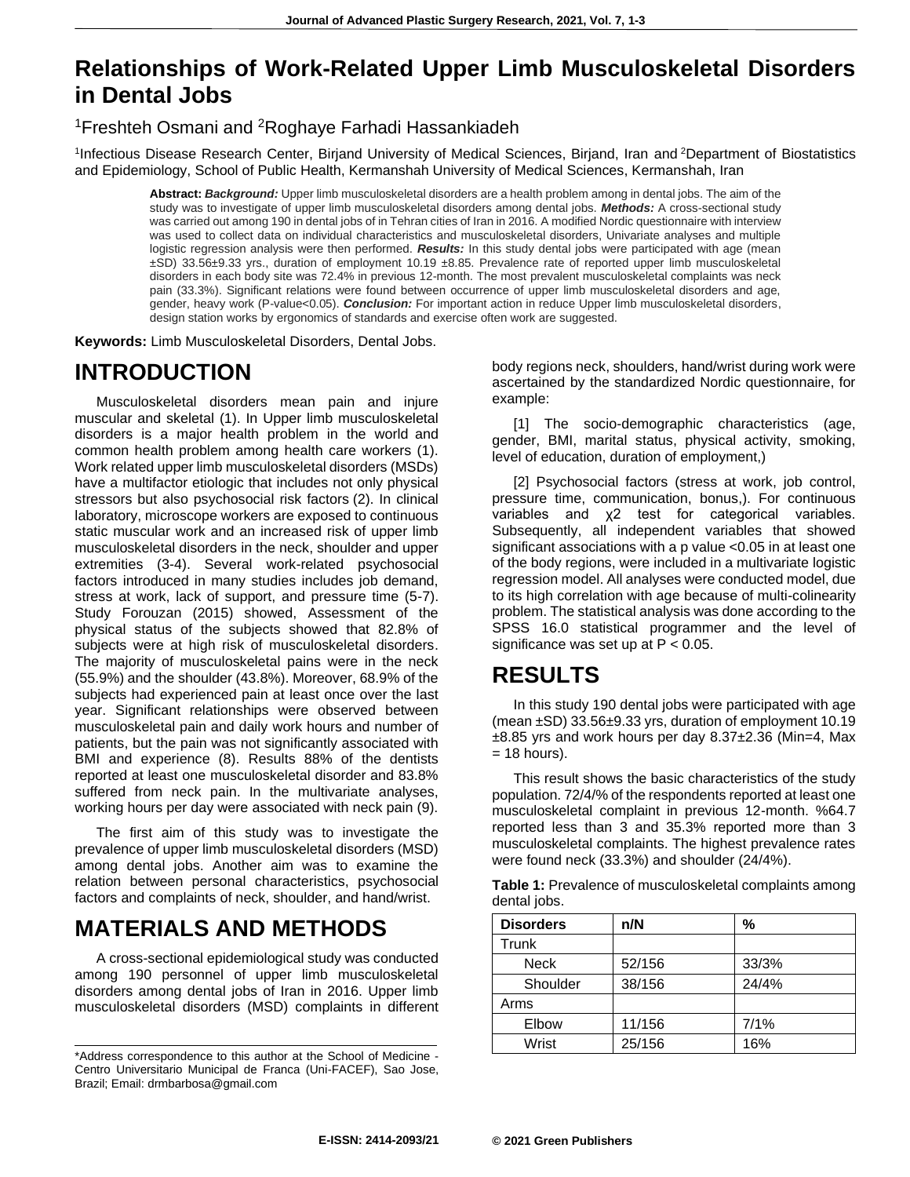# Relationships of Work-Related Upper Limb Musculoskeletal Disorders in Dental Jobs

[1]Freshteh Osmani and [2]Roghaye Farhadi Hassankiadeh

[1]Infectious Disease Research Center, Birjand University of Medical Sciences, Birjand, Iran and [2]Department of Biostatistics and Epidemiology, School of Public Health, Kermanshah University of Medical Sciences, Kermanshah, Iran

**Abstract:** ***Background:*** Upper limb musculoskeletal disorders are a health problem among in dental jobs. The aim of the study was to investigate of upper limb musculoskeletal disorders among dental jobs. ***Methods:*** A cross-sectional study was carried out among 190 in dental jobs of in Tehran cities of Iran in 2016. A modified Nordic questionnaire with interview was used to collect data on individual characteristics and musculoskeletal disorders, Univariate analyses and multiple logistic regression analysis were then performed. ***Results:*** In this study dental jobs were participated with age (mean ±SD) 33.56±9.33 yrs., duration of employment 10.19 ±8.85. Prevalence rate of reported upper limb musculoskeletal disorders in each body site was 72.4% in previous 12-month. The most prevalent musculoskeletal complaints was neck pain (33.3%). Significant relations were found between occurrence of upper limb musculoskeletal disorders and age, gender, heavy work (P-value<0.05). ***Conclusion:*** For important action in reduce Upper limb musculoskeletal disorders, design station works by ergonomics of standards and exercise often work are suggested.

**Keywords:** Limb Musculoskeletal Disorders, Dental Jobs.

## INTRODUCTION

Musculoskeletal disorders mean pain and injure muscular and skeletal (1). In Upper limb musculoskeletal disorders is a major health problem in the world and common health problem among health care workers (1). Work related upper limb musculoskeletal disorders (MSDs) have a multifactor etiologic that includes not only physical stressors but also psychosocial risk factors (2). In clinical laboratory, microscope workers are exposed to continuous static muscular work and an increased risk of upper limb musculoskeletal disorders in the neck, shoulder and upper extremities (3-4). Several work-related psychosocial factors introduced in many studies includes job demand, stress at work, lack of support, and pressure time (5-7). Study Forouzan (2015) showed, Assessment of the physical status of the subjects showed that 82.8% of subjects were at high risk of musculoskeletal disorders. The majority of musculoskeletal pains were in the neck (55.9%) and the shoulder (43.8%). Moreover, 68.9% of the subjects had experienced pain at least once over the last year. Significant relationships were observed between musculoskeletal pain and daily work hours and number of patients, but the pain was not significantly associated with BMI and experience (8). Results 88% of the dentists reported at least one musculoskeletal disorder and 83.8% suffered from neck pain. In the multivariate analyses, working hours per day were associated with neck pain (9).

The first aim of this study was to investigate the prevalence of upper limb musculoskeletal disorders (MSD) among dental jobs. Another aim was to examine the relation between personal characteristics, psychosocial factors and complaints of neck, shoulder, and hand/wrist.

## MATERIALS AND METHODS

A cross-sectional epidemiological study was conducted among 190 personnel of upper limb musculoskeletal disorders among dental jobs of Iran in 2016. Upper limb musculoskeletal disorders (MSD) complaints in different body regions neck, shoulders, hand/wrist during work were ascertained by the standardized Nordic questionnaire, for example:

[1] The socio-demographic characteristics (age, gender, BMI, marital status, physical activity, smoking, level of education, duration of employment,)

[2] Psychosocial factors (stress at work, job control, pressure time, communication, bonus,). For continuous variables and $\chi2$ test for categorical variables. Subsequently, all independent variables that showed significant associations with a p value <0.05 in at least one of the body regions, were included in a multivariate logistic regression model. All analyses were conducted model, due to its high correlation with age because of multi-colinearity problem. The statistical analysis was done according to the SPSS 16.0 statistical programmer and the level of significance was set up at P < 0.05.

## RESULTS

In this study 190 dental jobs were participated with age (mean ±SD) 33.56±9.33 yrs, duration of employment 10.19 ±8.85 yrs and work hours per day 8.37±2.36 (Min=4, Max = 18 hours).

This result shows the basic characteristics of the study population. 72/4/% of the respondents reported at least one musculoskeletal complaint in previous 12-month. %64.7 reported less than 3 and 35.3% reported more than 3 musculoskeletal complaints. The highest prevalence rates were found neck (33.3%) and shoulder (24/4%).

**Table 1:** Prevalence of musculoskeletal complaints among dental jobs.

| Disorders | n/N | % |
|---|---|---|
| Trunk | | |
| Neck | 52/156 | 33/3% |
| Shoulder | 38/156 | 24/4% |
| Arms | | |
| Elbow | 11/156 | 7/1% |
| Wrist | 25/156 | 16% |

*Address correspondence to this author at the School of Medicine - Centro Universitario Municipal de Franca (Uni-FACEF), Sao Jose, Brazil; Email: drmbarbosa@gmail.com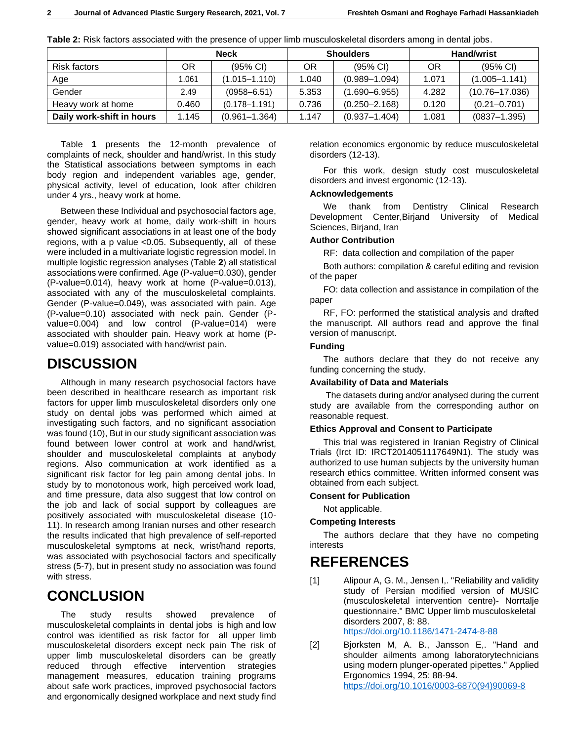**Table 2:** Risk factors associated with the presence of upper limb musculoskeletal disorders among in dental jobs.

| | Neck | | Shoulders | | Hand/wrist | |
|---|---|---|---|---|---|---|
| Risk factors | OR | (95% CI) | OR | (95% CI) | OR | (95% CI) |
| Age | 1.061 | (1.015–1.110) | 1.040 | (0.989–1.094) | 1.071 | (1.005–1.141) |
| Gender | 2.49 | (0958–6.51) | 5.353 | (1.690–6.955) | 4.282 | (10.76–17.036) |
| Heavy work at home | 0.460 | (0.178–1.191) | 0.736 | (0.250–2.168) | 0.120 | (0.21–0.701) |
| **Daily work-shift in hours** | 1.145 | (0.961–1.364) | 1.147 | (0.937–1.404) | 1.081 | (0837–1.395) |

Table **1** presents the 12-month prevalence of complaints of neck, shoulder and hand/wrist. In this study the Statistical associations between symptoms in each body region and independent variables age, gender, physical activity, level of education, look after children under 4 yrs., heavy work at home.

Between these Individual and psychosocial factors age, gender, heavy work at home, daily work-shift in hours showed significant associations in at least one of the body regions, with a p value <0.05. Subsequently, all of these were included in a multivariate logistic regression model. In multiple logistic regression analyses (Table **2**) all statistical associations were confirmed. Age (P-value=0.030), gender (P-value=0.014), heavy work at home (P-value=0.013), associated with any of the musculoskeletal complaints. Gender (P-value=0.049), was associated with pain. Age (P-value=0.10) associated with neck pain. Gender (P-value=0.004) and low control (P-value=014) were associated with shoulder pain. Heavy work at home (P-value=0.019) associated with hand/wrist pain.

# DISCUSSION

Although in many research psychosocial factors have been described in healthcare research as important risk factors for upper limb musculoskeletal disorders only one study on dental jobs was performed which aimed at investigating such factors, and no significant association was found (10), But in our study significant association was found between lower control at work and hand/wrist, shoulder and musculoskeletal complaints at anybody regions. Also communication at work identified as a significant risk factor for leg pain among dental jobs. In study by to monotonous work, high perceived work load, and time pressure, data also suggest that low control on the job and lack of social support by colleagues are positively associated with musculoskeletal disease (10-11). In research among Iranian nurses and other research the results indicated that high prevalence of self-reported musculoskeletal symptoms at neck, wrist/hand reports, was associated with psychosocial factors and specifically stress (5-7), but in present study no association was found with stress.

# CONCLUSION

The study results showed prevalence of musculoskeletal complaints in dental jobs is high and low control was identified as risk factor for all upper limb musculoskeletal disorders except neck pain The risk of upper limb musculoskeletal disorders can be greatly reduced through effective intervention strategies management measures, education training programs about safe work practices, improved psychosocial factors and ergonomically designed workplace and next study find relation economics ergonomic by reduce musculoskeletal disorders (12-13).

For this work, design study cost musculoskeletal disorders and invest ergonomic (12-13).

### Acknowledgements

We thank from Dentistry Clinical Research Development Center,Birjand University of Medical Sciences, Birjand, Iran

### Author Contribution

RF: data collection and compilation of the paper

Both authors: compilation & careful editing and revision of the paper

FO: data collection and assistance in compilation of the paper

RF, FO: performed the statistical analysis and drafted the manuscript. All authors read and approve the final version of manuscript.

### Funding

The authors declare that they do not receive any funding concerning the study.

### Availability of Data and Materials

The datasets during and/or analysed during the current study are available from the corresponding author on reasonable request.

### Ethics Approval and Consent to Participate

This trial was registered in Iranian Registry of Clinical Trials (Irct ID: IRCT2014051117649N1). The study was authorized to use human subjects by the university human research ethics committee. Written informed consent was obtained from each subject.

### Consent for Publication

Not applicable.

### Competing Interests

The authors declare that they have no competing interests

# REFERENCES

[1] Alipour A, G. M., Jensen I,. "Reliability and validity study of Persian modified version of MUSIC (musculoskeletal intervention centre)- Norrtalje questionnaire." BMC Upper limb musculoskeletal disorders 2007, 8: 88. https://doi.org/10.1186/1471-2474-8-88

[2] Bjorksten M, A. B., Jansson E,. "Hand and shoulder ailments among laboratorytechnicians using modern plunger-operated pipettes." Applied Ergonomics 1994, 25: 88-94. https://doi.org/10.1016/0003-6870(94)90069-8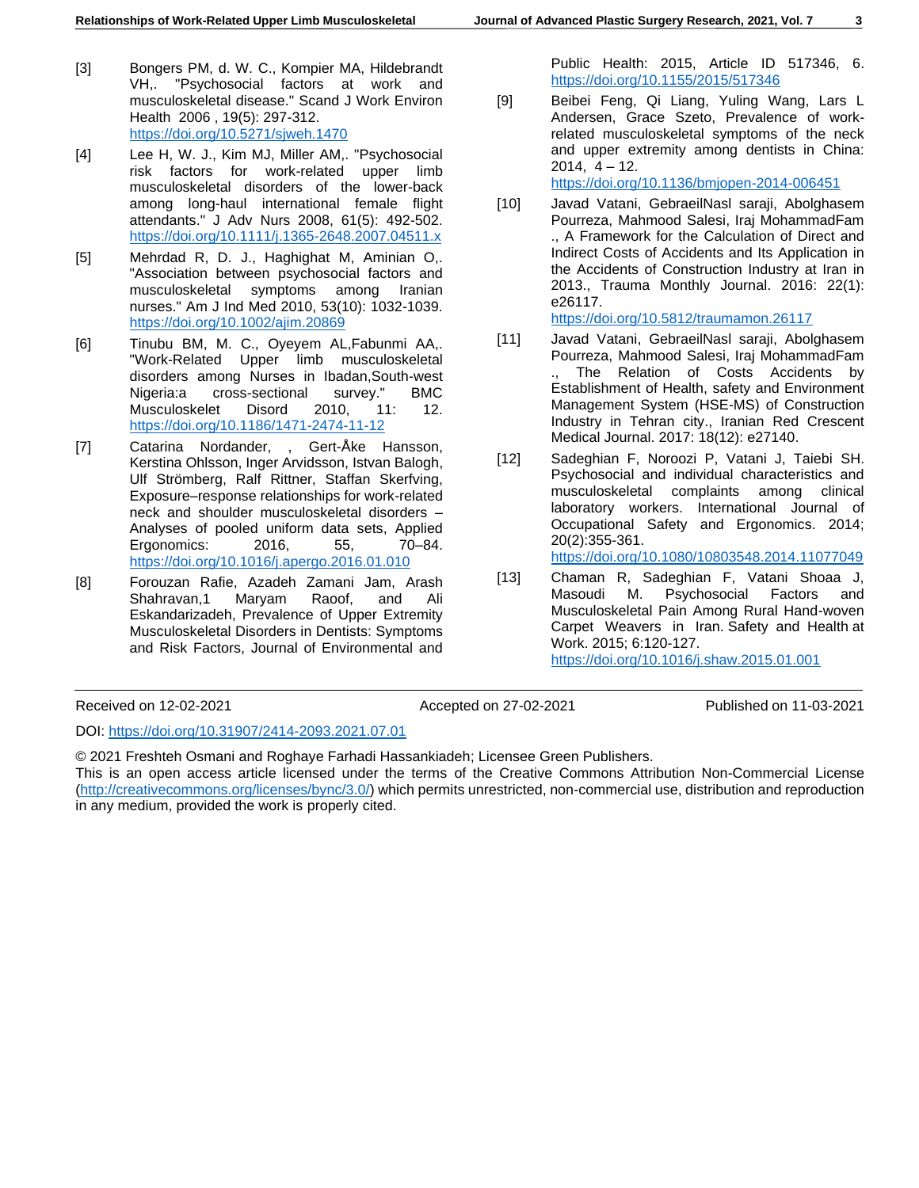[3] Bongers PM, d. W. C., Kompier MA, Hildebrandt VH,. "Psychosocial factors at work and musculoskeletal disease." Scand J Work Environ Health 2006 , 19(5): 297-312. https://doi.org/10.5271/sjweh.1470

[4] Lee H, W. J., Kim MJ, Miller AM,. "Psychosocial risk factors for work-related upper limb musculoskeletal disorders of the lower-back among long-haul international female flight attendants." J Adv Nurs 2008, 61(5): 492-502. https://doi.org/10.1111/j.1365-2648.2007.04511.x

[5] Mehrdad R, D. J., Haghighat M, Aminian O,. "Association between psychosocial factors and musculoskeletal symptoms among Iranian nurses." Am J Ind Med 2010, 53(10): 1032-1039. https://doi.org/10.1002/ajim.20869

[6] Tinubu BM, M. C., Oyeyem AL,Fabunmi AA,. "Work-Related Upper limb musculoskeletal disorders among Nurses in Ibadan,South-west Nigeria:a cross-sectional survey." BMC Musculoskelet Disord 2010, 11: 12. https://doi.org/10.1186/1471-2474-11-12

[7] Catarina Nordander, , Gert-Åke Hansson, Kerstina Ohlsson, Inger Arvidsson, Istvan Balogh, Ulf Strömberg, Ralf Rittner, Staffan Skerfving, Exposure–response relationships for work-related neck and shoulder musculoskeletal disorders – Analyses of pooled uniform data sets, Applied Ergonomics: 2016, 55, 70–84. https://doi.org/10.1016/j.apergo.2016.01.010

[8] Forouzan Rafie, Azadeh Zamani Jam, Arash Shahravan,1 Maryam Raoof, and Ali Eskandarizadeh, Prevalence of Upper Extremity Musculoskeletal Disorders in Dentists: Symptoms and Risk Factors, Journal of Environmental and Public Health: 2015, Article ID 517346, 6. https://doi.org/10.1155/2015/517346

[9] Beibei Feng, Qi Liang, Yuling Wang, Lars L Andersen, Grace Szeto, Prevalence of work-related musculoskeletal symptoms of the neck and upper extremity among dentists in China: 2014, 4 – 12. https://doi.org/10.1136/bmjopen-2014-006451

[10] Javad Vatani, GebraeilNasl saraji, Abolghasem Pourreza, Mahmood Salesi, Iraj MohammadFam ., A Framework for the Calculation of Direct and Indirect Costs of Accidents and Its Application in the Accidents of Construction Industry at Iran in 2013., Trauma Monthly Journal. 2016: 22(1): e26117. https://doi.org/10.5812/traumamon.26117

[11] Javad Vatani, GebraeilNasl saraji, Abolghasem Pourreza, Mahmood Salesi, Iraj MohammadFam ., The Relation of Costs Accidents by Establishment of Health, safety and Environment Management System (HSE-MS) of Construction Industry in Tehran city., Iranian Red Crescent Medical Journal. 2017: 18(12): e27140.

[12] Sadeghian F, Noroozi P, Vatani J, Taiebi SH. Psychosocial and individual characteristics and musculoskeletal complaints among clinical laboratory workers. International Journal of Occupational Safety and Ergonomics. 2014; 20(2):355-361. https://doi.org/10.1080/10803548.2014.11077049

[13] Chaman R, Sadeghian F, Vatani Shoaa J, Masoudi M. Psychosocial Factors and Musculoskeletal Pain Among Rural Hand-woven Carpet Weavers in Iran. Safety and Health at Work. 2015; 6:120-127. https://doi.org/10.1016/j.shaw.2015.01.001

---

Received on 12-02-2021 Accepted on 27-02-2021 Published on 11-03-2021

DOI: https://doi.org/10.31907/2414-2093.2021.07.01

© 2021 Freshteh Osmani and Roghaye Farhadi Hassankiadeh; Licensee Green Publishers.

This is an open access article licensed under the terms of the Creative Commons Attribution Non-Commercial License (http://creativecommons.org/licenses/bync/3.0/) which permits unrestricted, non-commercial use, distribution and reproduction in any medium, provided the work is properly cited.